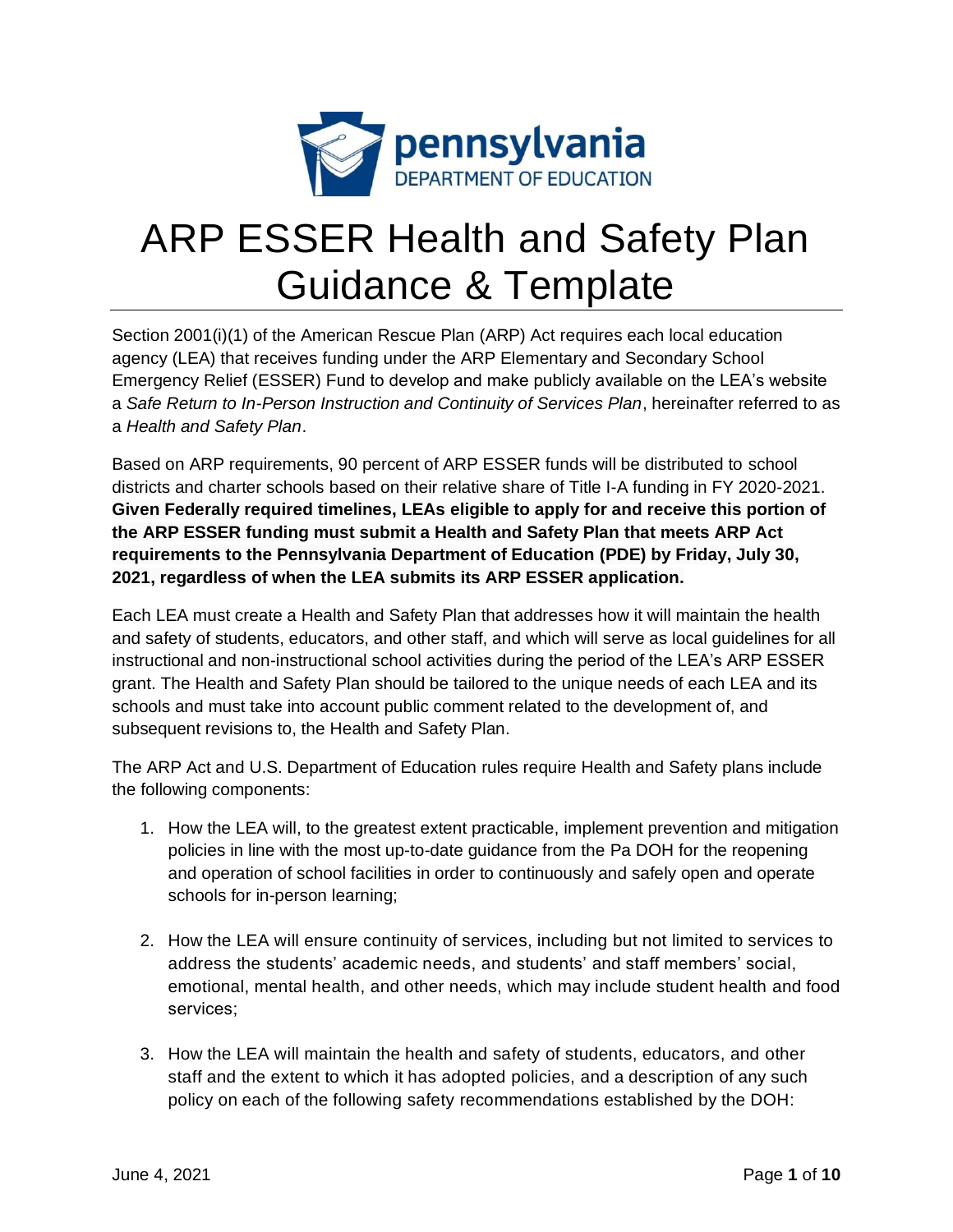# ARP ESSER Health and Safety Plan Guidance & Template

Section 2001(i)(1) of the American Rescue Plan (ARP) Act requires each local education agency (LEA) that receives funding under the ARP Elementary and Secondary School Emergency Relief (ESSER) Fund to develop and make publicly available on the LEA's website a *Safe Return to In-Person Instruction and Continuity of Services Plan*, hereinafter referred to as a *Health and Safety Plan*.

Based on ARP requirements, 90 percent of ARP ESSER funds will be distributed to school districts and charter schools based on their relative share of Title I-A funding in FY 2020-2021. **Given Federally required timelines, LEAs eligible to apply for and receive this portion of the ARP ESSER funding must submit a Health and Safety Plan that meets ARP Act requirements to the Pennsylvania Department of Education (PDE) by Friday, July 30, 2021, regardless of when the LEA submits its ARP ESSER application.**

Each LEA must create a Health and Safety Plan that addresses how it will maintain the health and safety of students, educators, and other staff, and which will serve as local guidelines for all instructional and non-instructional school activities during the period of the LEA's ARP ESSER grant. The Health and Safety Plan should be tailored to the unique needs of each LEA and its schools and must take into account public comment related to the development of, and subsequent revisions to, the Health and Safety Plan.

The ARP Act and U.S. Department of Education rules require Health and Safety plans include the following components:

1. How the LEA will, to the greatest extent practicable, implement prevention and mitigation policies in line with the most up-to-date guidance from the Pa DOH for the reopening and operation of school facilities in order to continuously and safely open and operate schools for in-person learning;

2. How the LEA will ensure continuity of services, including but not limited to services to address the students' academic needs, and students' and staff members' social, emotional, mental health, and other needs, which may include student health and food services;

3. How the LEA will maintain the health and safety of students, educators, and other staff and the extent to which it has adopted policies, and a description of any such policy on each of the following safety recommendations established by the DOH: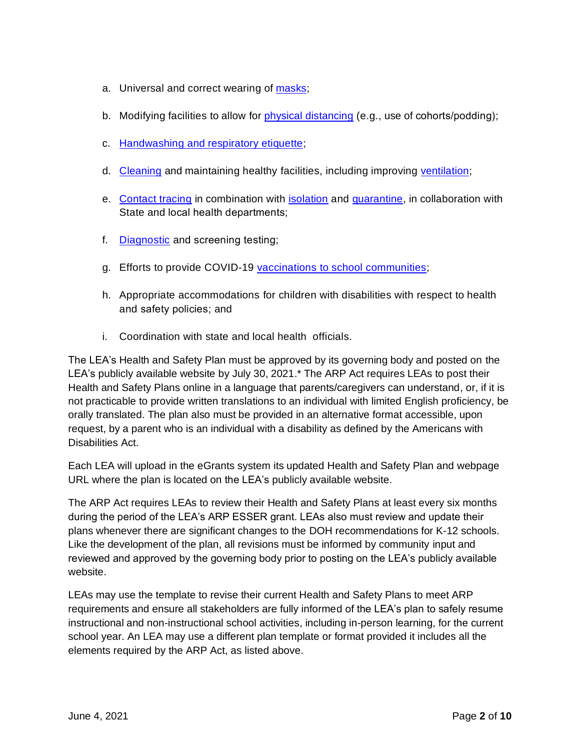a. Universal and correct wearing of masks;

b. Modifying facilities to allow for physical distancing (e.g., use of cohorts/podding);

c. Handwashing and respiratory etiquette;

d. Cleaning and maintaining healthy facilities, including improving ventilation;

e. Contact tracing in combination with isolation and quarantine, in collaboration with State and local health departments;

f. Diagnostic and screening testing;

g. Efforts to provide COVID-19 vaccinations to school communities;

h. Appropriate accommodations for children with disabilities with respect to health and safety policies; and

i. Coordination with state and local health officials.

The LEA's Health and Safety Plan must be approved by its governing body and posted on the LEA's publicly available website by July 30, 2021.* The ARP Act requires LEAs to post their Health and Safety Plans online in a language that parents/caregivers can understand, or, if it is not practicable to provide written translations to an individual with limited English proficiency, be orally translated. The plan also must be provided in an alternative format accessible, upon request, by a parent who is an individual with a disability as defined by the Americans with Disabilities Act.

Each LEA will upload in the eGrants system its updated Health and Safety Plan and webpage URL where the plan is located on the LEA's publicly available website.

The ARP Act requires LEAs to review their Health and Safety Plans at least every six months during the period of the LEA's ARP ESSER grant. LEAs also must review and update their plans whenever there are significant changes to the DOH recommendations for K-12 schools. Like the development of the plan, all revisions must be informed by community input and reviewed and approved by the governing body prior to posting on the LEA's publicly available website.

LEAs may use the template to revise their current Health and Safety Plans to meet ARP requirements and ensure all stakeholders are fully informed of the LEA's plan to safely resume instructional and non-instructional school activities, including in-person learning, for the current school year. An LEA may use a different plan template or format provided it includes all the elements required by the ARP Act, as listed above.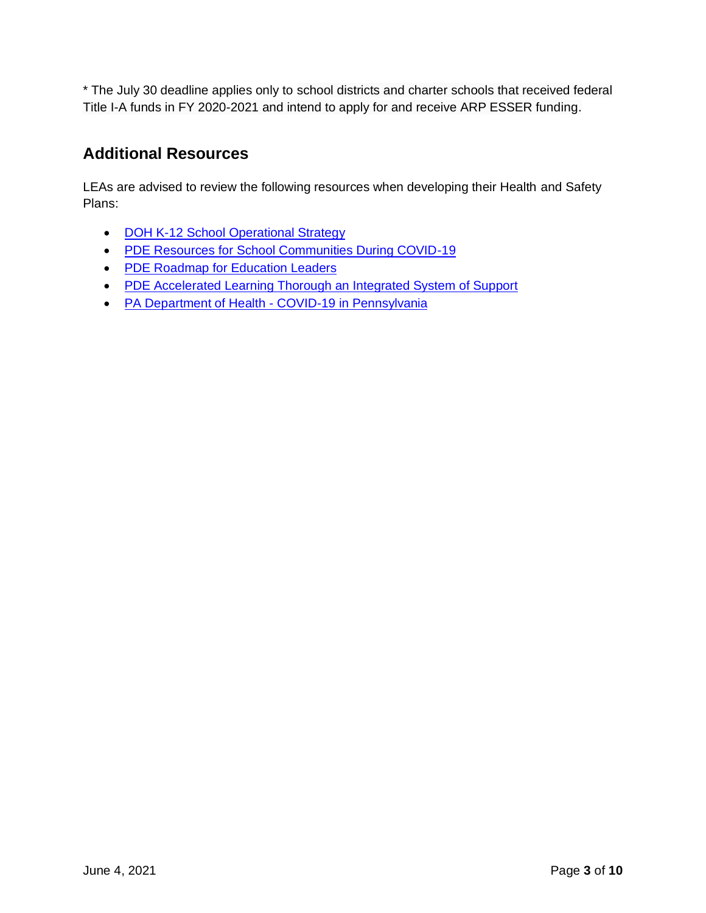* The July 30 deadline applies only to school districts and charter schools that received federal Title I-A funds in FY 2020-2021 and intend to apply for and receive ARP ESSER funding.

## Additional Resources

LEAs are advised to review the following resources when developing their Health and Safety Plans:

- DOH K-12 School Operational Strategy
- PDE Resources for School Communities During COVID-19
- PDE Roadmap for Education Leaders
- PDE Accelerated Learning Thorough an Integrated System of Support
- PA Department of Health - COVID-19 in Pennsylvania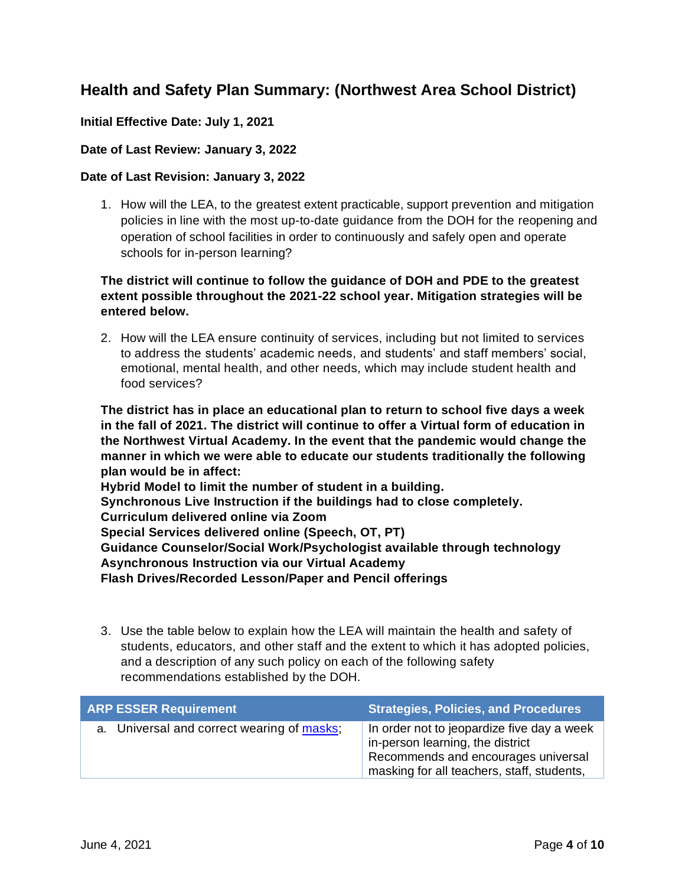## Health and Safety Plan Summary: (Northwest Area School District)

**Initial Effective Date: July 1, 2021**

**Date of Last Review: January 3, 2022**

**Date of Last Revision: January 3, 2022**

1. How will the LEA, to the greatest extent practicable, support prevention and mitigation policies in line with the most up-to-date guidance from the DOH for the reopening and operation of school facilities in order to continuously and safely open and operate schools for in-person learning?

   **The district will continue to follow the guidance of DOH and PDE to the greatest extent possible throughout the 2021-22 school year. Mitigation strategies will be entered below.**

2. How will the LEA ensure continuity of services, including but not limited to services to address the students' academic needs, and students' and staff members' social, emotional, mental health, and other needs, which may include student health and food services?

   **The district has in place an educational plan to return to school five days a week in the fall of 2021. The district will continue to offer a Virtual form of education in the Northwest Virtual Academy. In the event that the pandemic would change the manner in which we were able to educate our students traditionally the following plan would be in affect:**
   **Hybrid Model to limit the number of student in a building.**
   **Synchronous Live Instruction if the buildings had to close completely.**
   **Curriculum delivered online via Zoom**
   **Special Services delivered online (Speech, OT, PT)**
   **Guidance Counselor/Social Work/Psychologist available through technology**
   **Asynchronous Instruction via our Virtual Academy**
   **Flash Drives/Recorded Lesson/Paper and Pencil offerings**

3. Use the table below to explain how the LEA will maintain the health and safety of students, educators, and other staff and the extent to which it has adopted policies, and a description of any such policy on each of the following safety recommendations established by the DOH.

| ARP ESSER Requirement | Strategies, Policies, and Procedures |
| --- | --- |
| a. Universal and correct wearing of masks; | In order not to jeopardize five day a week in-person learning, the district Recommends and encourages universal masking for all teachers, staff, students, |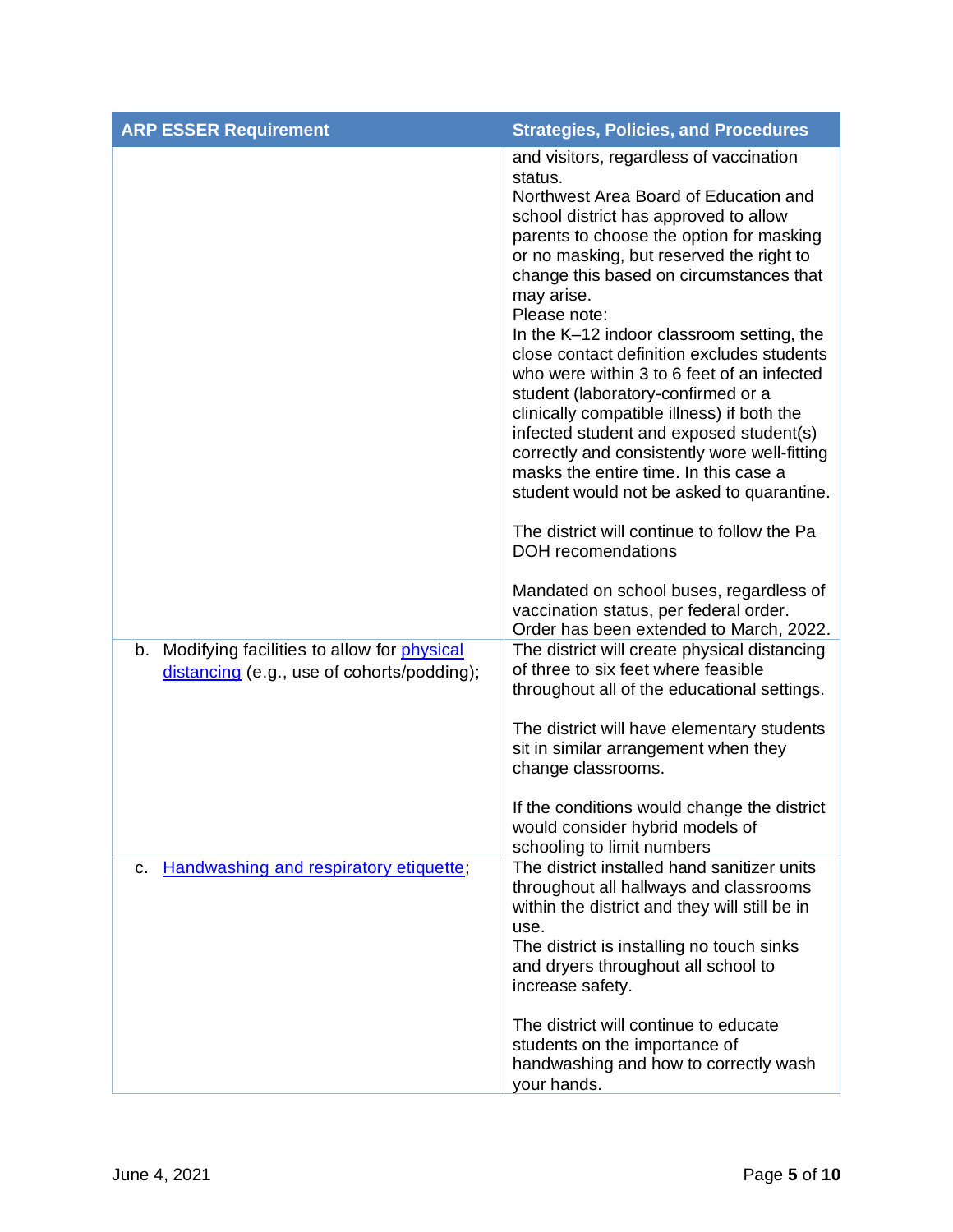| ARP ESSER Requirement | Strategies, Policies, and Procedures |
| --- | --- |
| | and visitors, regardless of vaccination status.<br>Northwest Area Board of Education and school district has approved to allow parents to choose the option for masking or no masking, but reserved the right to change this based on circumstances that may arise.<br>Please note:<br>In the K–12 indoor classroom setting, the close contact definition excludes students who were within 3 to 6 feet of an infected student (laboratory-confirmed or a clinically compatible illness) if both the infected student and exposed student(s) correctly and consistently wore well-fitting masks the entire time. In this case a student would not be asked to quarantine.<br><br>The district will continue to follow the Pa DOH recomendations<br><br>Mandated on school buses, regardless of vaccination status, per federal order. Order has been extended to March, 2022. |
| b. Modifying facilities to allow for physical distancing (e.g., use of cohorts/podding); | The district will create physical distancing of three to six feet where feasible throughout all of the educational settings.<br><br>The district will have elementary students sit in similar arrangement when they change classrooms.<br><br>If the conditions would change the district would consider hybrid models of schooling to limit numbers |
| c. Handwashing and respiratory etiquette; | The district installed hand sanitizer units throughout all hallways and classrooms within the district and they will still be in use.<br>The district is installing no touch sinks and dryers throughout all school to increase safety.<br><br>The district will continue to educate students on the importance of handwashing and how to correctly wash your hands. |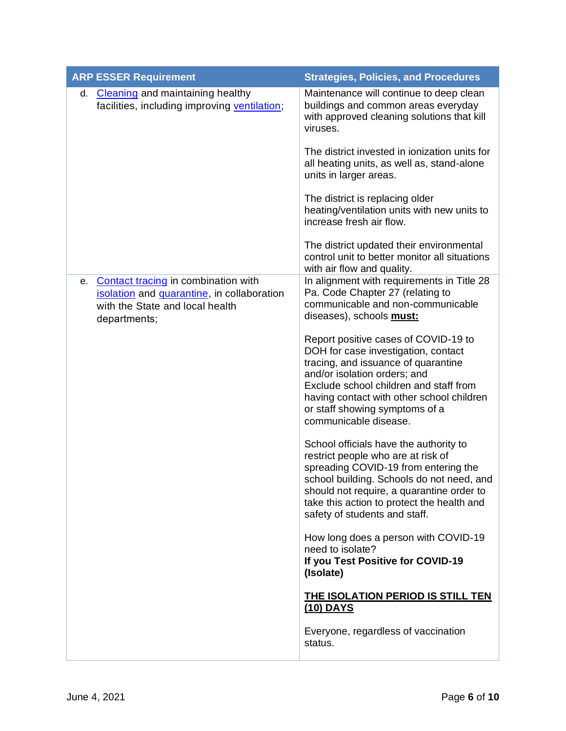| ARP ESSER Requirement | Strategies, Policies, and Procedures |
|---|---|
| d. Cleaning and maintaining healthy facilities, including improving ventilation; | Maintenance will continue to deep clean buildings and common areas everyday with approved cleaning solutions that kill viruses.<br><br>The district invested in ionization units for all heating units, as well as, stand-alone units in larger areas.<br><br>The district is replacing older heating/ventilation units with new units to increase fresh air flow.<br><br>The district updated their environmental control unit to better monitor all situations with air flow and quality. |
| e. Contact tracing in combination with isolation and quarantine, in collaboration with the State and local health departments; | In alignment with requirements in Title 28 Pa. Code Chapter 27 (relating to communicable and non-communicable diseases), schools **must:**<br><br>Report positive cases of COVID-19 to DOH for case investigation, contact tracing, and issuance of quarantine and/or isolation orders; and<br>Exclude school children and staff from having contact with other school children or staff showing symptoms of a communicable disease.<br><br>School officials have the authority to restrict people who are at risk of spreading COVID-19 from entering the school building. Schools do not need, and should not require, a quarantine order to take this action to protect the health and safety of students and staff.<br><br>How long does a person with COVID-19 need to isolate?<br>**If you Test Positive for COVID-19 (Isolate)**<br><br>**THE ISOLATION PERIOD IS STILL TEN (10) DAYS**<br><br>Everyone, regardless of vaccination status. |

June 4, 2021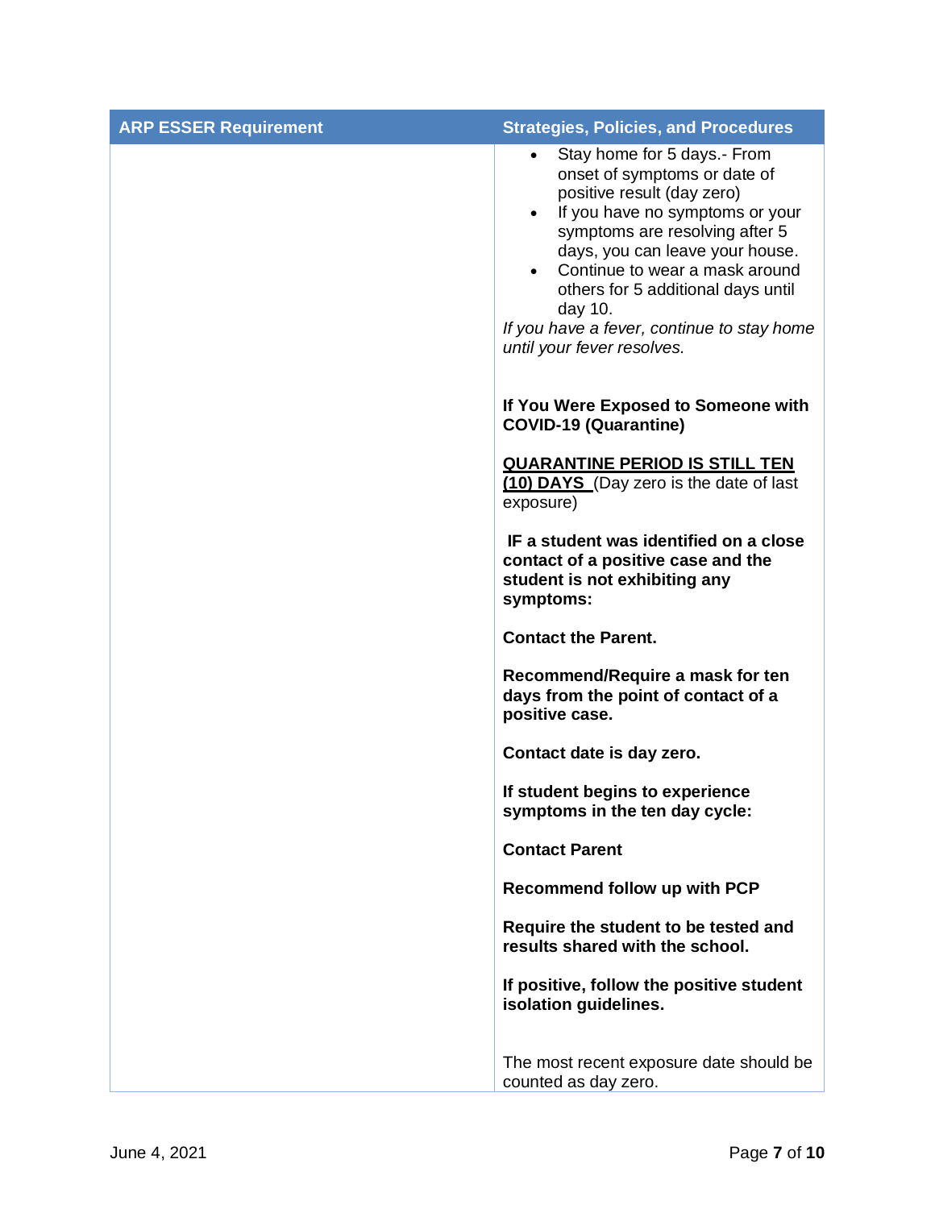| ARP ESSER Requirement | Strategies, Policies, and Procedures |
| --- | --- |
| | <ul><li>Stay home for 5 days.- From onset of symptoms or date of positive result (day zero)</li><li>If you have no symptoms or your symptoms are resolving after 5 days, you can leave your house.</li><li>Continue to wear a mask around others for 5 additional days until day 10.</li></ul>*If you have a fever, continue to stay home until your fever resolves.*<br><br>**If You Were Exposed to Someone with COVID-19 (Quarantine)**<br><br>**<u>QUARANTINE PERIOD IS STILL TEN (10) DAYS</u>** (Day zero is the date of last exposure)<br><br>**IF a student was identified on a close contact of a positive case and the student is not exhibiting any symptoms:**<br><br>**Contact the Parent.**<br><br>**Recommend/Require a mask for ten days from the point of contact of a positive case.**<br><br>**Contact date is day zero.**<br><br>**If student begins to experience symptoms in the ten day cycle:**<br><br>**Contact Parent**<br><br>**Recommend follow up with PCP**<br><br>**Require the student to be tested and results shared with the school.**<br><br>**If positive, follow the positive student isolation guidelines.**<br><br>The most recent exposure date should be counted as day zero. |

June 4, 2021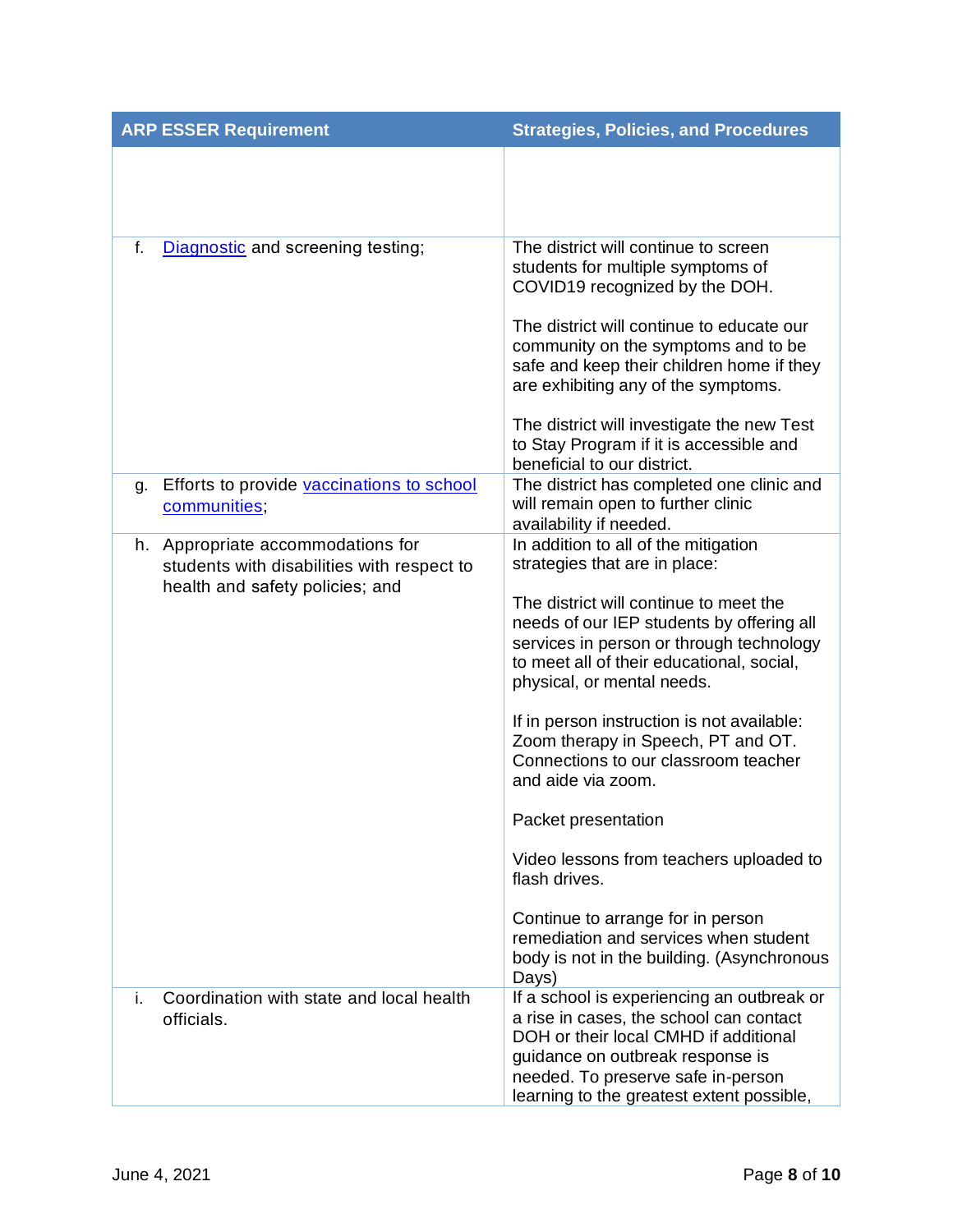| ARP ESSER Requirement | Strategies, Policies, and Procedures |
| --- | --- |
| | |
| f. [Diagnostic](#) and screening testing; | The district will continue to screen students for multiple symptoms of COVID19 recognized by the DOH.<br><br>The district will continue to educate our community on the symptoms and to be safe and keep their children home if they are exhibiting any of the symptoms.<br><br>The district will investigate the new Test to Stay Program if it is accessible and beneficial to our district. |
| g. Efforts to provide [vaccinations to school communities](#); | The district has completed one clinic and will remain open to further clinic availability if needed. |
| h. Appropriate accommodations for students with disabilities with respect to health and safety policies; and | In addition to all of the mitigation strategies that are in place:<br><br>The district will continue to meet the needs of our IEP students by offering all services in person or through technology to meet all of their educational, social, physical, or mental needs.<br><br>If in person instruction is not available: Zoom therapy in Speech, PT and OT. Connections to our classroom teacher and aide via zoom.<br><br>Packet presentation<br><br>Video lessons from teachers uploaded to flash drives.<br><br>Continue to arrange for in person remediation and services when student body is not in the building. (Asynchronous Days) |
| i. Coordination with state and local health officials. | If a school is experiencing an outbreak or a rise in cases, the school can contact DOH or their local CMHD if additional guidance on outbreak response is needed. To preserve safe in-person learning to the greatest extent possible, |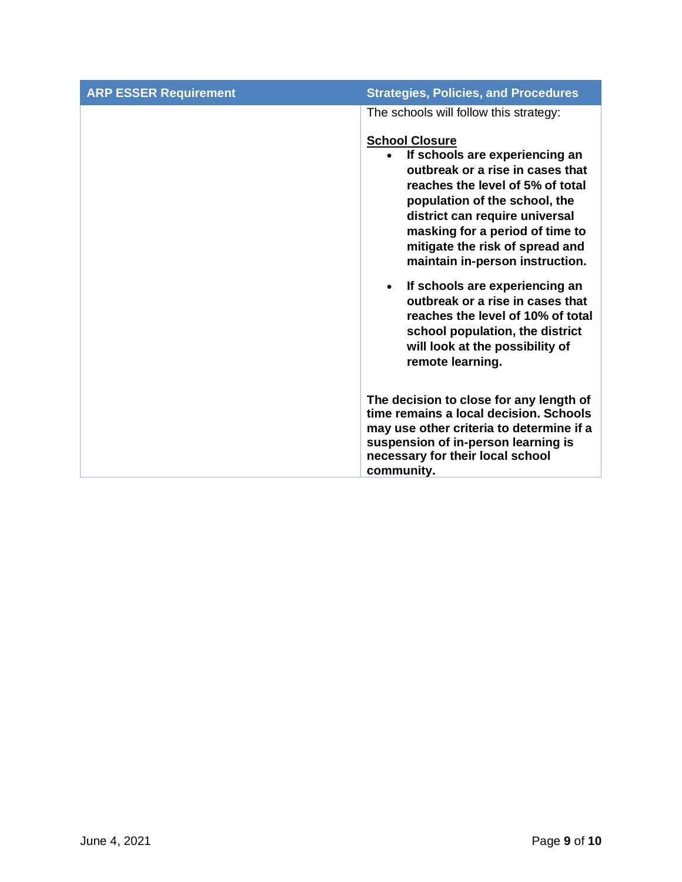| ARP ESSER Requirement | Strategies, Policies, and Procedures |
| --- | --- |
| | The schools will follow this strategy:<br><br>**<u>School Closure</u>**<br>• **If schools are experiencing an outbreak or a rise in cases that reaches the level of 5% of total population of the school, the district can require universal masking for a period of time to mitigate the risk of spread and maintain in-person instruction.**<br>• **If schools are experiencing an outbreak or a rise in cases that reaches the level of 10% of total school population, the district will look at the possibility of remote learning.**<br><br>**The decision to close for any length of time remains a local decision. Schools may use other criteria to determine if a suspension of in-person learning is necessary for their local school community.** |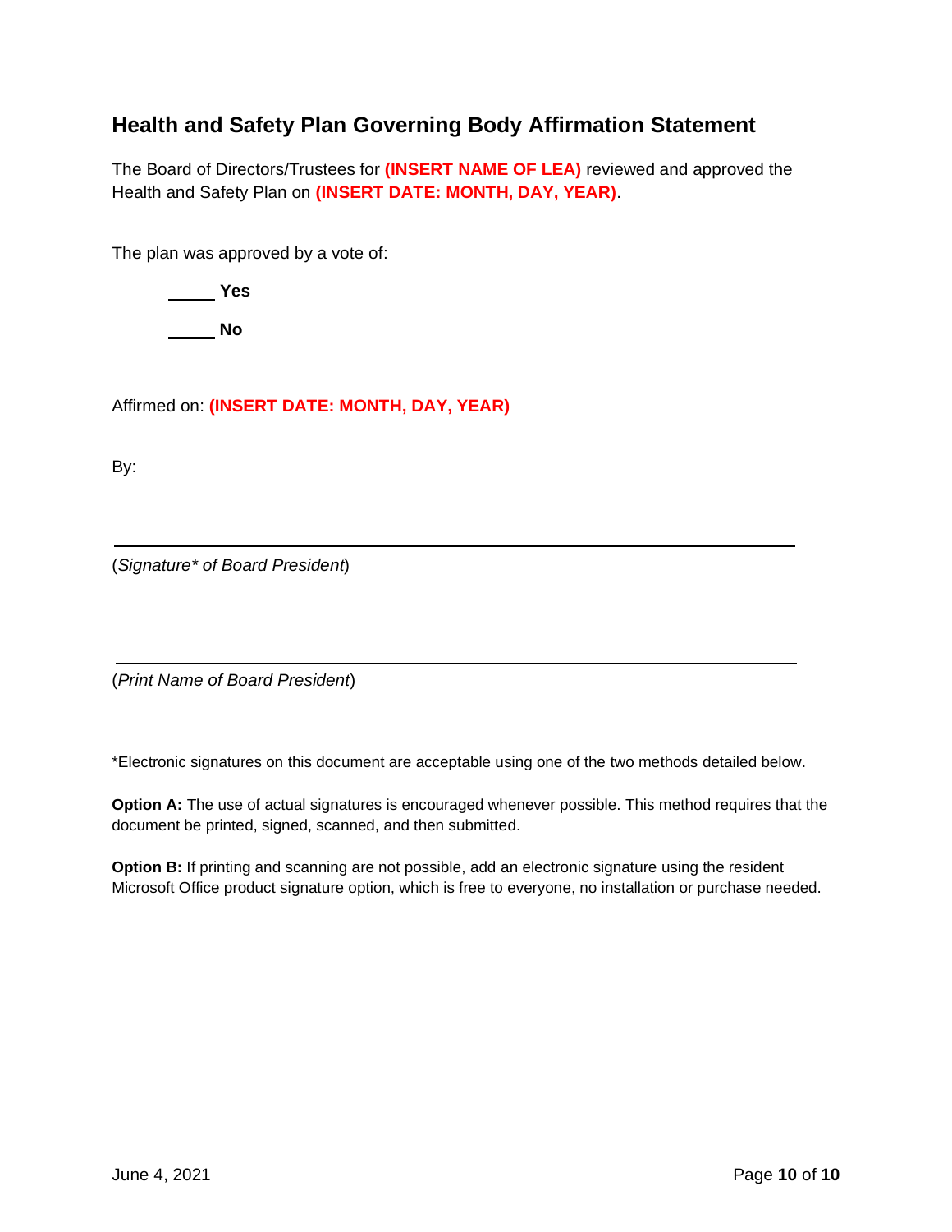## Health and Safety Plan Governing Body Affirmation Statement

The Board of Directors/Trustees for **(INSERT NAME OF LEA)** reviewed and approved the Health and Safety Plan on **(INSERT DATE: MONTH, DAY, YEAR)**.

The plan was approved by a vote of:

_____ **Yes**

_____ **No**

Affirmed on: **(INSERT DATE: MONTH, DAY, YEAR)**

By:

______________________________________________________________

(*Signature* of Board President*)

______________________________________________________________

(*Print Name of Board President*)

*Electronic signatures on this document are acceptable using one of the two methods detailed below.

**Option A:** The use of actual signatures is encouraged whenever possible. This method requires that the document be printed, signed, scanned, and then submitted.

**Option B:** If printing and scanning are not possible, add an electronic signature using the resident Microsoft Office product signature option, which is free to everyone, no installation or purchase needed.